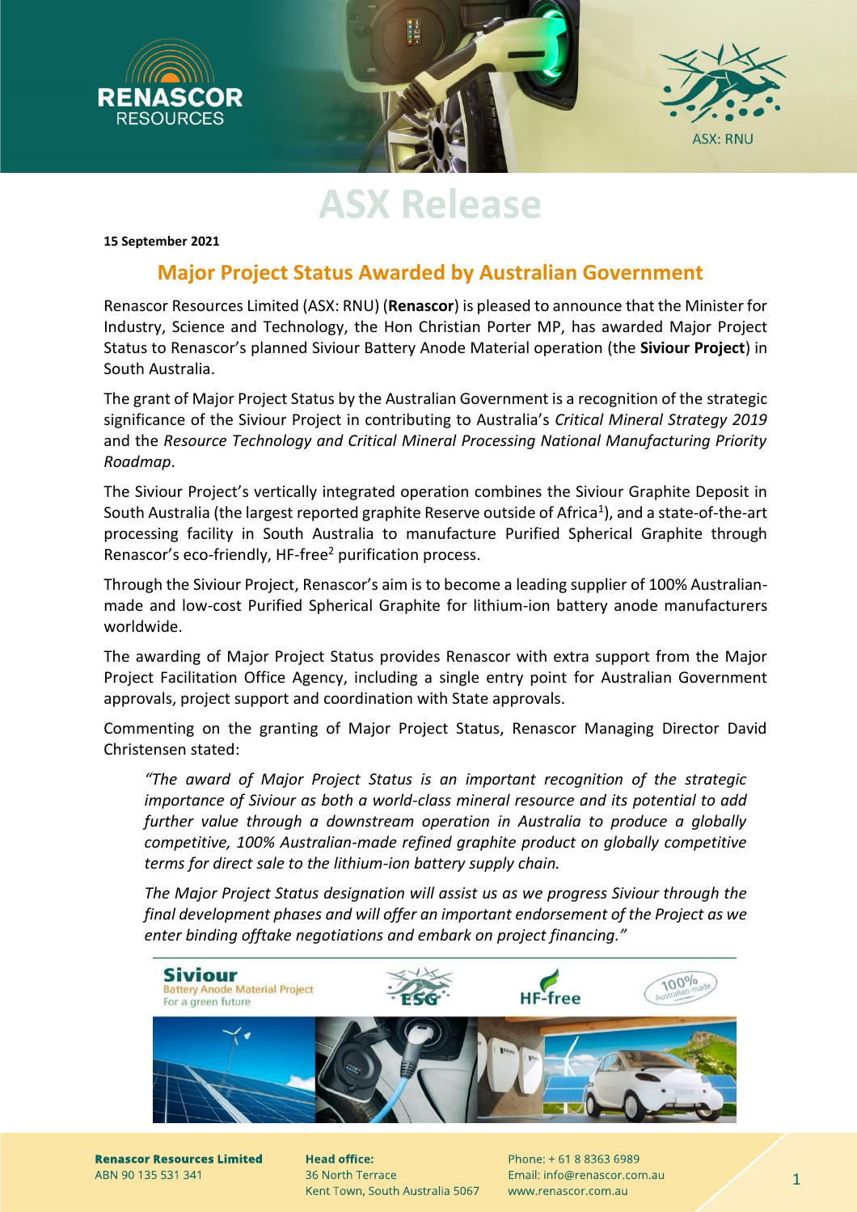# ASX Release

**15 September 2021**

## Major Project Status Awarded by Australian Government

Renascor Resources Limited (ASX: RNU) (**Renascor**) is pleased to announce that the Minister for Industry, Science and Technology, the Hon Christian Porter MP, has awarded Major Project Status to Renascor's planned Siviour Battery Anode Material operation (the **Siviour Project**) in South Australia.

The grant of Major Project Status by the Australian Government is a recognition of the strategic significance of the Siviour Project in contributing to Australia's *Critical Mineral Strategy 2019* and the *Resource Technology and Critical Mineral Processing National Manufacturing Priority Roadmap*.

The Siviour Project's vertically integrated operation combines the Siviour Graphite Deposit in South Australia (the largest reported graphite Reserve outside of Africa[1]), and a state-of-the-art processing facility in South Australia to manufacture Purified Spherical Graphite through Renascor's eco-friendly, HF-free[2] purification process.

Through the Siviour Project, Renascor's aim is to become a leading supplier of 100% Australian-made and low-cost Purified Spherical Graphite for lithium-ion battery anode manufacturers worldwide.

The awarding of Major Project Status provides Renascor with extra support from the Major Project Facilitation Office Agency, including a single entry point for Australian Government approvals, project support and coordination with State approvals.

Commenting on the granting of Major Project Status, Renascor Managing Director David Christensen stated:

> *"The award of Major Project Status is an important recognition of the strategic importance of Siviour as both a world-class mineral resource and its potential to add further value through a downstream operation in Australia to produce a globally competitive, 100% Australian-made refined graphite product on globally competitive terms for direct sale to the lithium-ion battery supply chain.*
>
> *The Major Project Status designation will assist us as we progress Siviour through the final development phases and will offer an important endorsement of the Project as we enter binding offtake negotiations and embark on project financing."*

**Renascor Resources Limited**
ABN 90 135 531 341

**Head office:**
36 North Terrace
Kent Town, South Australia 5067

Phone: + 61 8 8363 6989
Email: info@renascor.com.au
www.renascor.com.au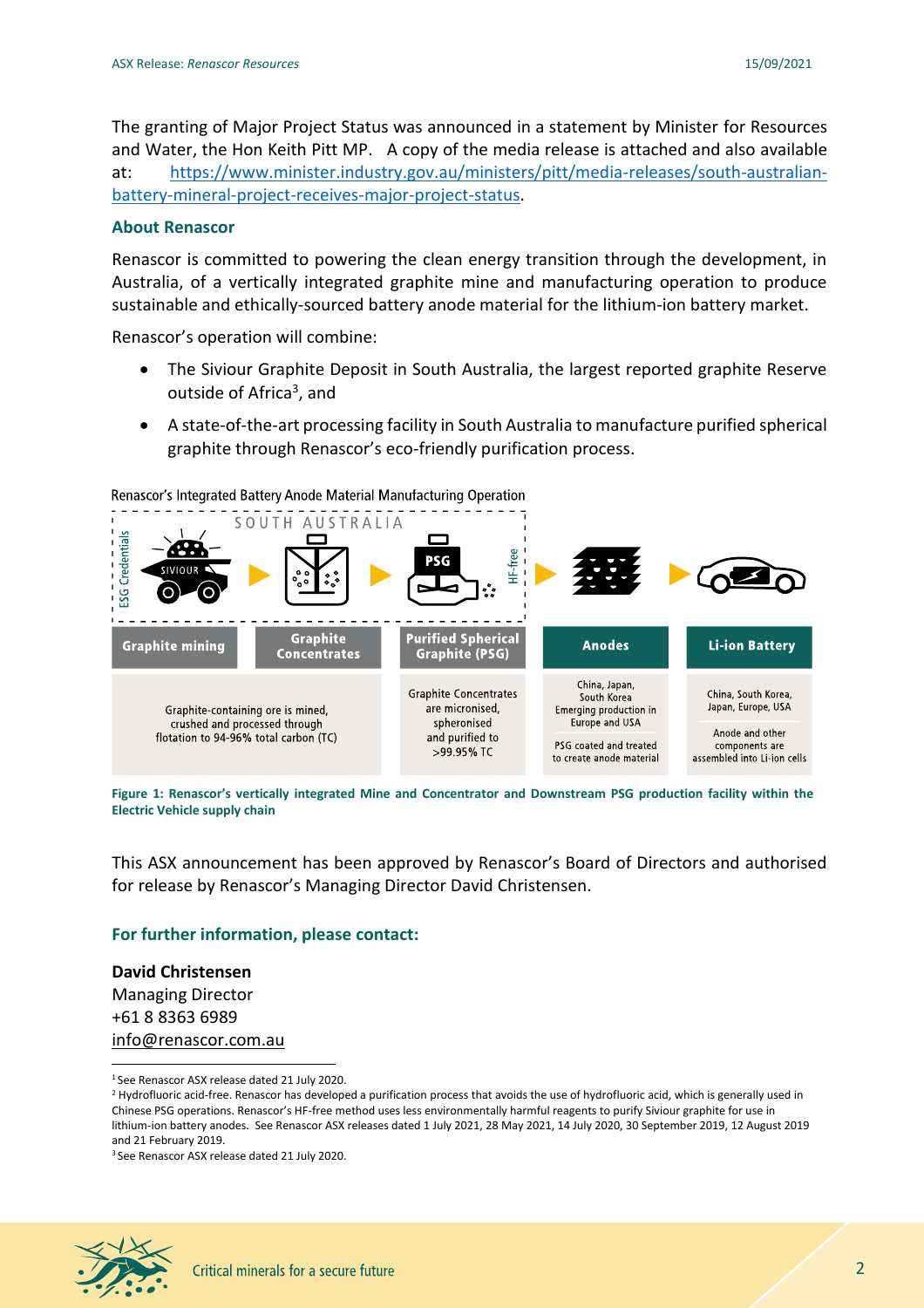The granting of Major Project Status was announced in a statement by Minister for Resources and Water, the Hon Keith Pitt MP. A copy of the media release is attached and also available at: https://www.minister.industry.gov.au/ministers/pitt/media-releases/south-australian-battery-mineral-project-receives-major-project-status.

### About Renascor

Renascor is committed to powering the clean energy transition through the development, in Australia, of a vertically integrated graphite mine and manufacturing operation to produce sustainable and ethically-sourced battery anode material for the lithium-ion battery market.

Renascor's operation will combine:

- The Siviour Graphite Deposit in South Australia, the largest reported graphite Reserve outside of Africa[3], and
- A state-of-the-art processing facility in South Australia to manufacture purified spherical graphite through Renascor's eco-friendly purification process.

Renascor's Integrated Battery Anode Material Manufacturing Operation

| Graphite mining | Graphite Concentrates | Purified Spherical Graphite (PSG) | Anodes | Li-ion Battery |
|---|---|---|---|---|
| Graphite-containing ore is mined, crushed and processed through flotation to 94-96% total carbon (TC) | | Graphite Concentrates are micronised, spheronised and purified to >99.95% TC | China, Japan, South Korea, Emerging production in Europe and USA<br><br>PSG coated and treated to create anode material | China, South Korea, Japan, Europe, USA<br><br>Anode and other components are assembled into Li-ion cells |

**Figure 1: Renascor's vertically integrated Mine and Concentrator and Downstream PSG production facility within the Electric Vehicle supply chain**

This ASX announcement has been approved by Renascor's Board of Directors and authorised for release by Renascor's Managing Director David Christensen.

### For further information, please contact:

**David Christensen**
Managing Director
+61 8 8363 6989
info@renascor.com.au

[1] See Renascor ASX release dated 21 July 2020.
[2] Hydrofluoric acid-free. Renascor has developed a purification process that avoids the use of hydrofluoric acid, which is generally used in Chinese PSG operations. Renascor's HF-free method uses less environmentally harmful reagents to purify Siviour graphite for use in lithium-ion battery anodes. See Renascor ASX releases dated 1 July 2021, 28 May 2021, 14 July 2020, 30 September 2019, 12 August 2019 and 21 February 2019.
[3] See Renascor ASX release dated 21 July 2020.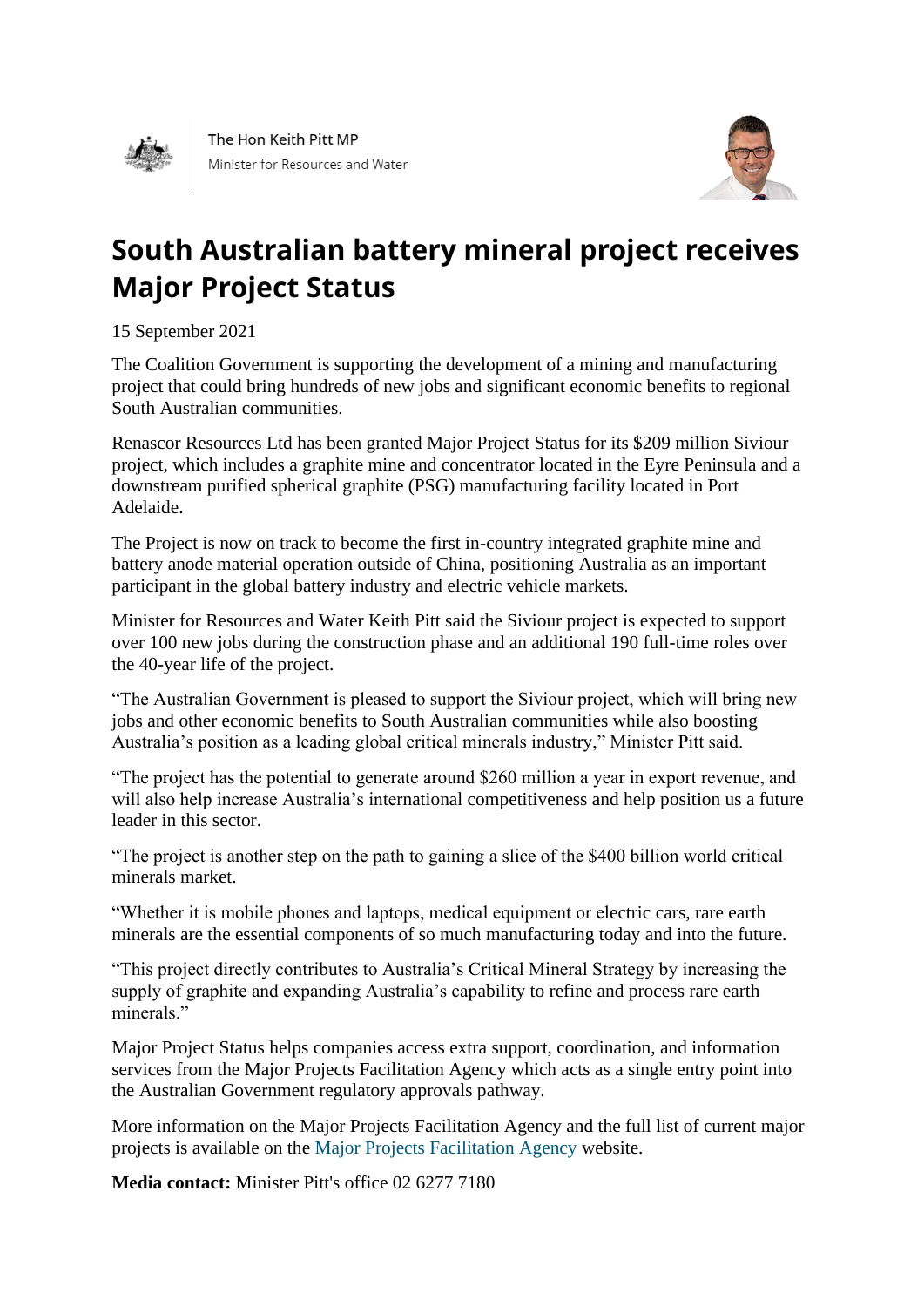The Hon Keith Pitt MP
Minister for Resources and Water

# South Australian battery mineral project receives Major Project Status

15 September 2021

The Coalition Government is supporting the development of a mining and manufacturing project that could bring hundreds of new jobs and significant economic benefits to regional South Australian communities.

Renascor Resources Ltd has been granted Major Project Status for its $209 million Siviour project, which includes a graphite mine and concentrator located in the Eyre Peninsula and a downstream purified spherical graphite (PSG) manufacturing facility located in Port Adelaide.

The Project is now on track to become the first in-country integrated graphite mine and battery anode material operation outside of China, positioning Australia as an important participant in the global battery industry and electric vehicle markets.

Minister for Resources and Water Keith Pitt said the Siviour project is expected to support over 100 new jobs during the construction phase and an additional 190 full-time roles over the 40-year life of the project.

"The Australian Government is pleased to support the Siviour project, which will bring new jobs and other economic benefits to South Australian communities while also boosting Australia's position as a leading global critical minerals industry," Minister Pitt said.

"The project has the potential to generate around $260 million a year in export revenue, and will also help increase Australia's international competitiveness and help position us a future leader in this sector.

"The project is another step on the path to gaining a slice of the $400 billion world critical minerals market.

"Whether it is mobile phones and laptops, medical equipment or electric cars, rare earth minerals are the essential components of so much manufacturing today and into the future.

"This project directly contributes to Australia's Critical Mineral Strategy by increasing the supply of graphite and expanding Australia's capability to refine and process rare earth minerals."

Major Project Status helps companies access extra support, coordination, and information services from the Major Projects Facilitation Agency which acts as a single entry point into the Australian Government regulatory approvals pathway.

More information on the Major Projects Facilitation Agency and the full list of current major projects is available on the Major Projects Facilitation Agency website.

**Media contact:** Minister Pitt's office 02 6277 7180